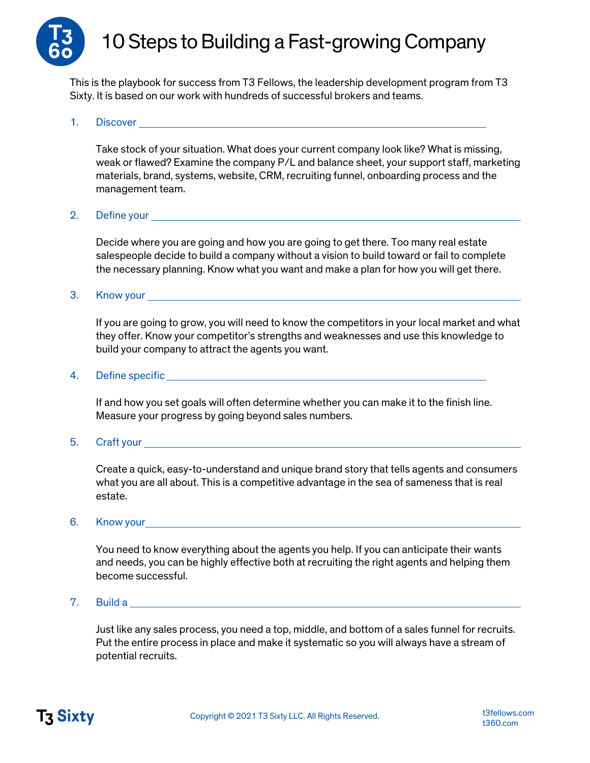# 10 Steps to Building a Fast-growing Company

This is the playbook for success from T3 Fellows, the leadership development program from T3 Sixty. It is based on our work with hundreds of successful brokers and teams.

1. Discover \_\_\_\_\_\_\_\_\_\_\_\_\_\_\_\_\_\_\_\_\_\_\_\_\_\_\_\_\_\_\_\_\_\_\_\_\_\_\_\_\_\_\_\_\_\_\_\_

   Take stock of your situation. What does your current company look like? What is missing, weak or flawed? Examine the company P/L and balance sheet, your support staff, marketing materials, brand, systems, website, CRM, recruiting funnel, onboarding process and the management team.

2. Define your \_\_\_\_\_\_\_\_\_\_\_\_\_\_\_\_\_\_\_\_\_\_\_\_\_\_\_\_\_\_\_\_\_\_\_\_\_\_\_\_\_\_\_\_\_\_\_\_\_\_\_\_

   Decide where you are going and how you are going to get there. Too many real estate salespeople decide to build a company without a vision to build toward or fail to complete the necessary planning. Know what you want and make a plan for how you will get there.

3. Know your \_\_\_\_\_\_\_\_\_\_\_\_\_\_\_\_\_\_\_\_\_\_\_\_\_\_\_\_\_\_\_\_\_\_\_\_\_\_\_\_\_\_\_\_\_\_\_\_\_\_\_\_\_\_

   If you are going to grow, you will need to know the competitors in your local market and what they offer. Know your competitor's strengths and weaknesses and use this knowledge to build your company to attract the agents you want.

4. Define specific \_\_\_\_\_\_\_\_\_\_\_\_\_\_\_\_\_\_\_\_\_\_\_\_\_\_\_\_\_\_\_\_\_\_\_\_\_\_\_\_\_\_\_\_\_

   If and how you set goals will often determine whether you can make it to the finish line. Measure your progress by going beyond sales numbers.

5. Craft your \_\_\_\_\_\_\_\_\_\_\_\_\_\_\_\_\_\_\_\_\_\_\_\_\_\_\_\_\_\_\_\_\_\_\_\_\_\_\_\_\_\_\_\_\_\_\_\_\_\_\_\_\_\_

   Create a quick, easy-to-understand and unique brand story that tells agents and consumers what you are all about. This is a competitive advantage in the sea of sameness that is real estate.

6. Know your \_\_\_\_\_\_\_\_\_\_\_\_\_\_\_\_\_\_\_\_\_\_\_\_\_\_\_\_\_\_\_\_\_\_\_\_\_\_\_\_\_\_\_\_\_\_\_\_\_\_\_\_\_\_

   You need to know everything about the agents you help. If you can anticipate their wants and needs, you can be highly effective both at recruiting the right agents and helping them become successful.

7. Build a \_\_\_\_\_\_\_\_\_\_\_\_\_\_\_\_\_\_\_\_\_\_\_\_\_\_\_\_\_\_\_\_\_\_\_\_\_\_\_\_\_\_\_\_\_\_\_\_\_\_\_\_\_\_\_\_

   Just like any sales process, you need a top, middle, and bottom of a sales funnel for recruits. Put the entire process in place and make it systematic so you will always have a stream of potential recruits.

Copyright © 2021 T3 Sixty LLC. All Rights Reserved.

t3fellows.com
t360.com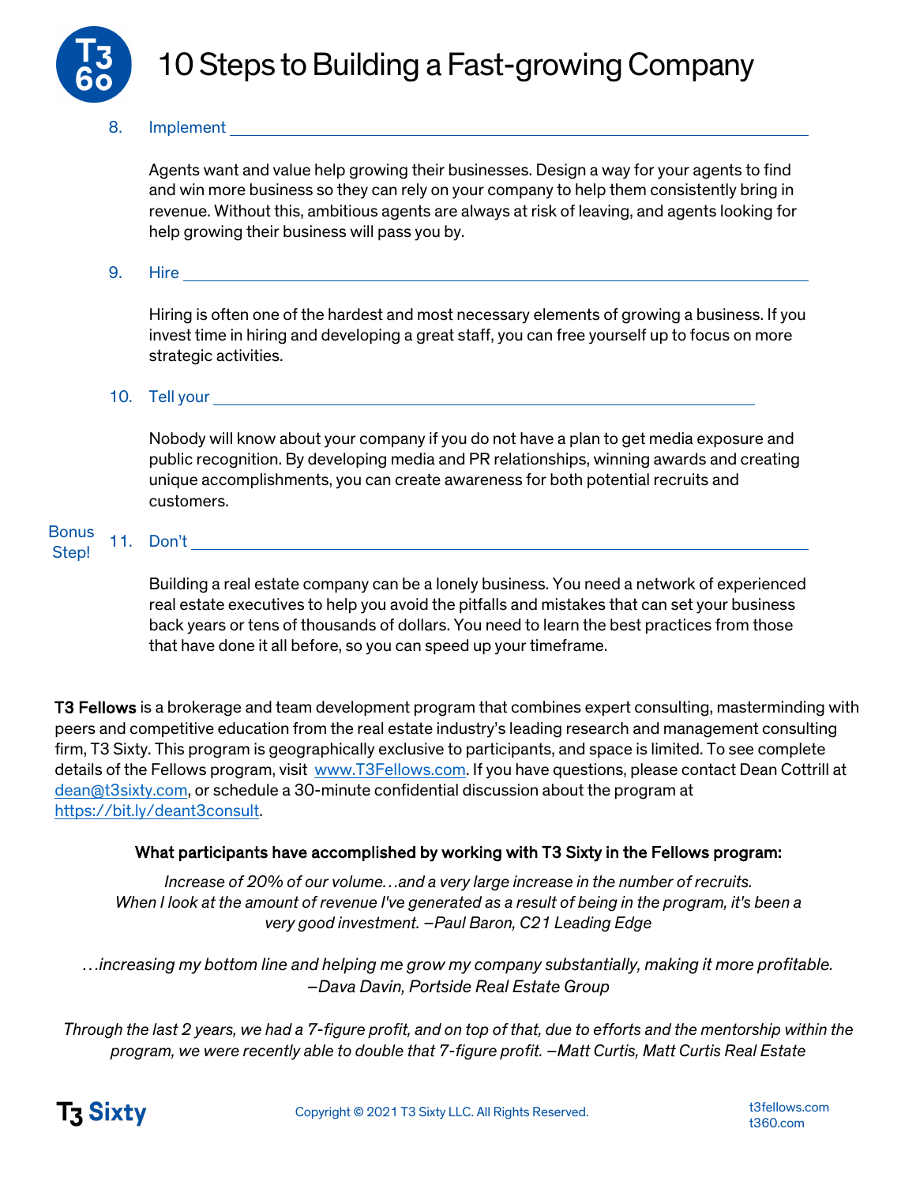# 10 Steps to Building a Fast-growing Company

8. Implement \_\_\_\_\_\_\_\_\_\_\_\_\_\_\_\_\_\_\_\_\_\_\_\_\_\_\_\_\_\_

   Agents want and value help growing their businesses. Design a way for your agents to find and win more business so they can rely on your company to help them consistently bring in revenue. Without this, ambitious agents are always at risk of leaving, and agents looking for help growing their business will pass you by.

9. Hire \_\_\_\_\_\_\_\_\_\_\_\_\_\_\_\_\_\_\_\_\_\_\_\_\_\_\_\_\_\_

   Hiring is often one of the hardest and most necessary elements of growing a business. If you invest time in hiring and developing a great staff, you can free yourself up to focus on more strategic activities.

10. Tell your \_\_\_\_\_\_\_\_\_\_\_\_\_\_\_\_\_\_\_\_\_\_\_\_\_\_\_\_\_\_

    Nobody will know about your company if you do not have a plan to get media exposure and public recognition. By developing media and PR relationships, winning awards and creating unique accomplishments, you can create awareness for both potential recruits and customers.

Bonus Step!

11. Don't \_\_\_\_\_\_\_\_\_\_\_\_\_\_\_\_\_\_\_\_\_\_\_\_\_\_\_\_\_\_

    Building a real estate company can be a lonely business. You need a network of experienced real estate executives to help you avoid the pitfalls and mistakes that can set your business back years or tens of thousands of dollars. You need to learn the best practices from those that have done it all before, so you can speed up your timeframe.

**T3 Fellows** is a brokerage and team development program that combines expert consulting, masterminding with peers and competitive education from the real estate industry's leading research and management consulting firm, T3 Sixty. This program is geographically exclusive to participants, and space is limited. To see complete details of the Fellows program, visit www.T3Fellows.com. If you have questions, please contact Dean Cottrill at dean@t3sixty.com, or schedule a 30-minute confidential discussion about the program at https://bit.ly/deant3consult.

**What participants have accomplished by working with T3 Sixty in the Fellows program:**

*Increase of 20% of our volume…and a very large increase in the number of recruits. When I look at the amount of revenue I've generated as a result of being in the program, it's been a very good investment. –Paul Baron, C21 Leading Edge*

*…increasing my bottom line and helping me grow my company substantially, making it more profitable. –Dava Davin, Portside Real Estate Group*

*Through the last 2 years, we had a 7-figure profit, and on top of that, due to efforts and the mentorship within the program, we were recently able to double that 7-figure profit. –Matt Curtis, Matt Curtis Real Estate*

T3 Sixty

Copyright © 2021 T3 Sixty LLC. All Rights Reserved.

t3fellows.com
t360.com